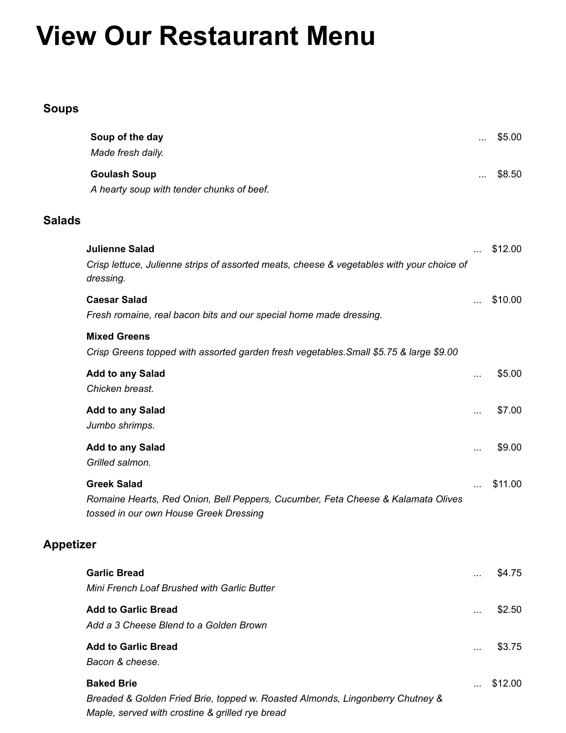# View Our Restaurant Menu

## Soups

**Soup of the day** ... $5.00
*Made fresh daily.*

**Goulash Soup** ... $8.50
*A hearty soup with tender chunks of beef.*

## Salads

**Julienne Salad** ... $12.00
*Crisp lettuce, Julienne strips of assorted meats, cheese & vegetables with your choice of dressing.*

**Caesar Salad** ... $10.00
*Fresh romaine, real bacon bits and our special home made dressing.*

**Mixed Greens**
*Crisp Greens topped with assorted garden fresh vegetables.Small $5.75 & large $9.00*

**Add to any Salad** ... $5.00
*Chicken breast.*

**Add to any Salad** ... $7.00
*Jumbo shrimps.*

**Add to any Salad** ... $9.00
*Grilled salmon.*

**Greek Salad** ... $11.00
*Romaine Hearts, Red Onion, Bell Peppers, Cucumber, Feta Cheese & Kalamata Olives tossed in our own House Greek Dressing*

## Appetizer

**Garlic Bread** ... $4.75
*Mini French Loaf Brushed with Garlic Butter*

**Add to Garlic Bread** ... $2.50
*Add a 3 Cheese Blend to a Golden Brown*

**Add to Garlic Bread** ... $3.75
*Bacon & cheese.*

**Baked Brie** ... $12.00
*Breaded & Golden Fried Brie, topped w. Roasted Almonds, Lingonberry Chutney & Maple, served with crostine & grilled rye bread*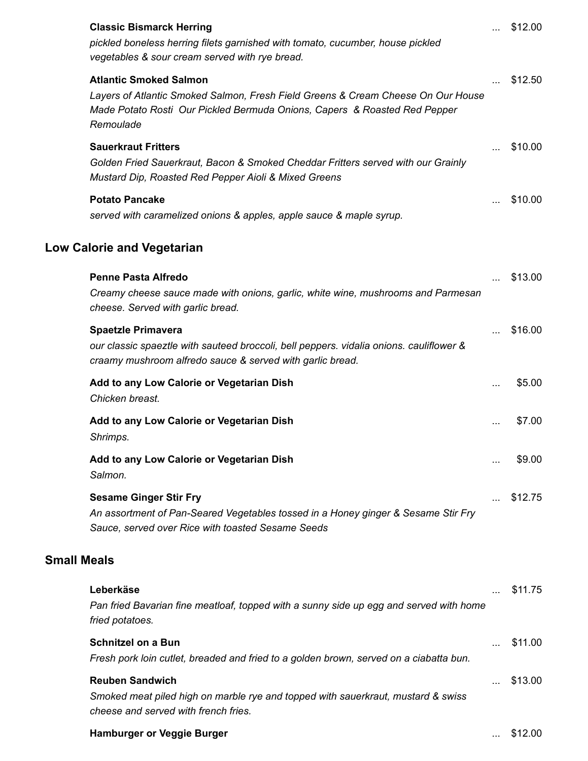**Classic Bismarck Herring** ... $12.00

*pickled boneless herring filets garnished with tomato, cucumber, house pickled vegetables & sour cream served with rye bread.*

**Atlantic Smoked Salmon** ... $12.50

*Layers of Atlantic Smoked Salmon, Fresh Field Greens & Cream Cheese On Our House Made Potato Rosti Our Pickled Bermuda Onions, Capers & Roasted Red Pepper Remoulade*

**Sauerkraut Fritters** ... $10.00

*Golden Fried Sauerkraut, Bacon & Smoked Cheddar Fritters served with our Grainly Mustard Dip, Roasted Red Pepper Aioli & Mixed Greens*

**Potato Pancake** ... $10.00

*served with caramelized onions & apples, apple sauce & maple syrup.*

## Low Calorie and Vegetarian

**Penne Pasta Alfredo** ... $13.00

*Creamy cheese sauce made with onions, garlic, white wine, mushrooms and Parmesan cheese. Served with garlic bread.*

**Spaetzle Primavera** ... $16.00

*our classic spaeztle with sauteed broccoli, bell peppers. vidalia onions. cauliflower & craamy mushroom alfredo sauce & served with garlic bread.*

**Add to any Low Calorie or Vegetarian Dish** ... $5.00

*Chicken breast.*

**Add to any Low Calorie or Vegetarian Dish** ... $7.00

*Shrimps.*

**Add to any Low Calorie or Vegetarian Dish** ... $9.00

*Salmon.*

**Sesame Ginger Stir Fry** ... $12.75

*An assortment of Pan-Seared Vegetables tossed in a Honey ginger & Sesame Stir Fry Sauce, served over Rice with toasted Sesame Seeds*

## Small Meals

**Leberkäse** ... $11.75

*Pan fried Bavarian fine meatloaf, topped with a sunny side up egg and served with home fried potatoes.*

**Schnitzel on a Bun** ... $11.00

*Fresh pork loin cutlet, breaded and fried to a golden brown, served on a ciabatta bun.*

**Reuben Sandwich** ... $13.00

*Smoked meat piled high on marble rye and topped with sauerkraut, mustard & swiss cheese and served with french fries.*

**Hamburger or Veggie Burger** ... $12.00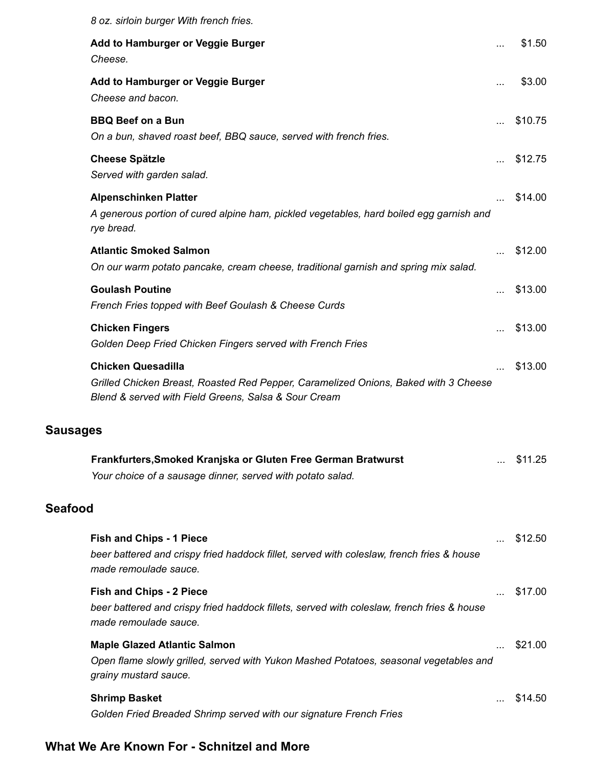*8 oz. sirloin burger With french fries.*

**Add to Hamburger or Veggie Burger** ... $1.50
*Cheese.*

**Add to Hamburger or Veggie Burger** ... $3.00
*Cheese and bacon.*

**BBQ Beef on a Bun** ... $10.75
*On a bun, shaved roast beef, BBQ sauce, served with french fries.*

**Cheese Spätzle** ... $12.75
*Served with garden salad.*

**Alpenschinken Platter** ... $14.00
*A generous portion of cured alpine ham, pickled vegetables, hard boiled egg garnish and rye bread.*

**Atlantic Smoked Salmon** ... $12.00
*On our warm potato pancake, cream cheese, traditional garnish and spring mix salad.*

**Goulash Poutine** ... $13.00
*French Fries topped with Beef Goulash & Cheese Curds*

**Chicken Fingers** ... $13.00
*Golden Deep Fried Chicken Fingers served with French Fries*

**Chicken Quesadilla** ... $13.00
*Grilled Chicken Breast, Roasted Red Pepper, Caramelized Onions, Baked with 3 Cheese Blend & served with Field Greens, Salsa & Sour Cream*

## Sausages

**Frankfurters,Smoked Kranjska or Gluten Free German Bratwurst** ... $11.25
*Your choice of a sausage dinner, served with potato salad.*

## Seafood

**Fish and Chips - 1 Piece** ... $12.50
*beer battered and crispy fried haddock fillet, served with coleslaw, french fries & house made remoulade sauce.*

**Fish and Chips - 2 Piece** ... $17.00
*beer battered and crispy fried haddock fillets, served with coleslaw, french fries & house made remoulade sauce.*

**Maple Glazed Atlantic Salmon** ... $21.00
*Open flame slowly grilled, served with Yukon Mashed Potatoes, seasonal vegetables and grainy mustard sauce.*

**Shrimp Basket** ... $14.50
*Golden Fried Breaded Shrimp served with our signature French Fries*

## What We Are Known For - Schnitzel and More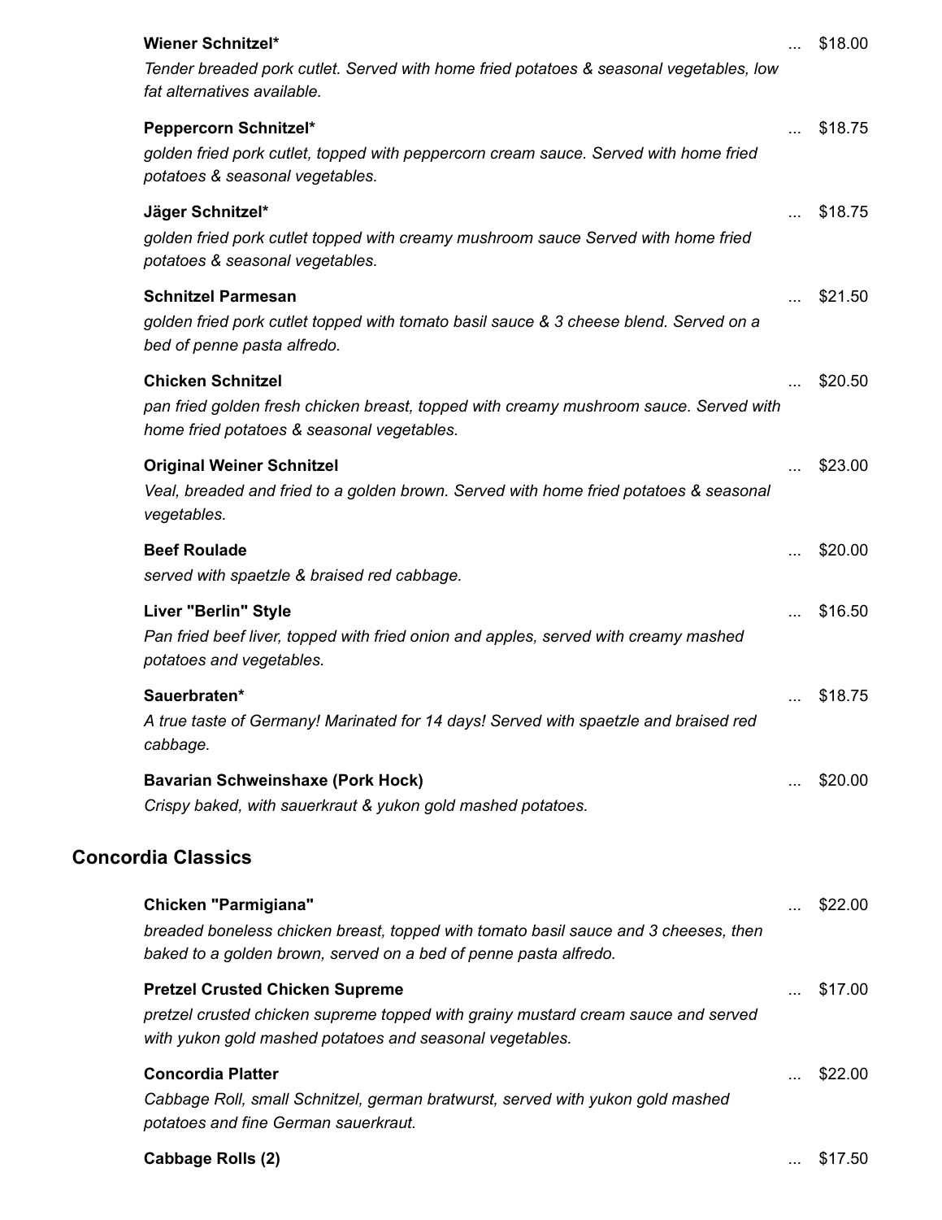**Wiener Schnitzel*** ... $18.00

*Tender breaded pork cutlet. Served with home fried potatoes & seasonal vegetables, low fat alternatives available.*

**Peppercorn Schnitzel*** ... $18.75

*golden fried pork cutlet, topped with peppercorn cream sauce. Served with home fried potatoes & seasonal vegetables.*

**Jäger Schnitzel*** ... $18.75

*golden fried pork cutlet topped with creamy mushroom sauce Served with home fried potatoes & seasonal vegetables.*

**Schnitzel Parmesan** ... $21.50

*golden fried pork cutlet topped with tomato basil sauce & 3 cheese blend. Served on a bed of penne pasta alfredo.*

**Chicken Schnitzel** ... $20.50

*pan fried golden fresh chicken breast, topped with creamy mushroom sauce. Served with home fried potatoes & seasonal vegetables.*

**Original Weiner Schnitzel** ... $23.00

*Veal, breaded and fried to a golden brown. Served with home fried potatoes & seasonal vegetables.*

**Beef Roulade** ... $20.00

*served with spaetzle & braised red cabbage.*

**Liver "Berlin" Style** ... $16.50

*Pan fried beef liver, topped with fried onion and apples, served with creamy mashed potatoes and vegetables.*

**Sauerbraten*** ... $18.75

*A true taste of Germany! Marinated for 14 days! Served with spaetzle and braised red cabbage.*

**Bavarian Schweinshaxe (Pork Hock)** ... $20.00

*Crispy baked, with sauerkraut & yukon gold mashed potatoes.*

## Concordia Classics

**Chicken "Parmigiana"** ... $22.00

*breaded boneless chicken breast, topped with tomato basil sauce and 3 cheeses, then baked to a golden brown, served on a bed of penne pasta alfredo.*

**Pretzel Crusted Chicken Supreme** ... $17.00

*pretzel crusted chicken supreme topped with grainy mustard cream sauce and served with yukon gold mashed potatoes and seasonal vegetables.*

**Concordia Platter** ... $22.00

*Cabbage Roll, small Schnitzel, german bratwurst, served with yukon gold mashed potatoes and fine German sauerkraut.*

**Cabbage Rolls (2)** ... $17.50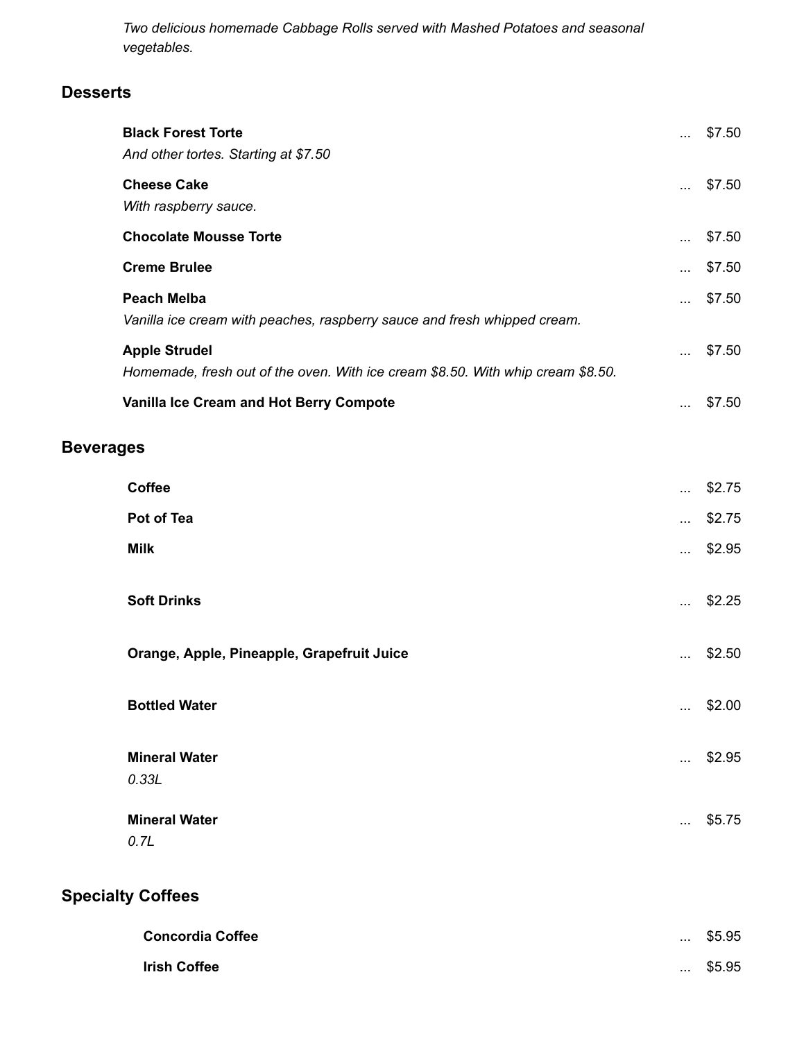*Two delicious homemade Cabbage Rolls served with Mashed Potatoes and seasonal vegetables.*

## Desserts

**Black Forest Torte** ... $7.50
*And other tortes. Starting at $7.50*

**Cheese Cake** ... $7.50
*With raspberry sauce.*

**Chocolate Mousse Torte** ... $7.50

**Creme Brulee** ... $7.50

**Peach Melba** ... $7.50
*Vanilla ice cream with peaches, raspberry sauce and fresh whipped cream.*

**Apple Strudel** ... $7.50
*Homemade, fresh out of the oven. With ice cream $8.50. With whip cream $8.50.*

**Vanilla Ice Cream and Hot Berry Compote** ... $7.50

## Beverages

**Coffee** ... $2.75

**Pot of Tea** ... $2.75

**Milk** ... $2.95

**Soft Drinks** ... $2.25

**Orange, Apple, Pineapple, Grapefruit Juice** ... $2.50

**Bottled Water** ... $2.00

**Mineral Water** ... $2.95
*0.33L*

**Mineral Water** ... $5.75
*0.7L*

## Specialty Coffees

**Concordia Coffee** ... $5.95

**Irish Coffee** ... $5.95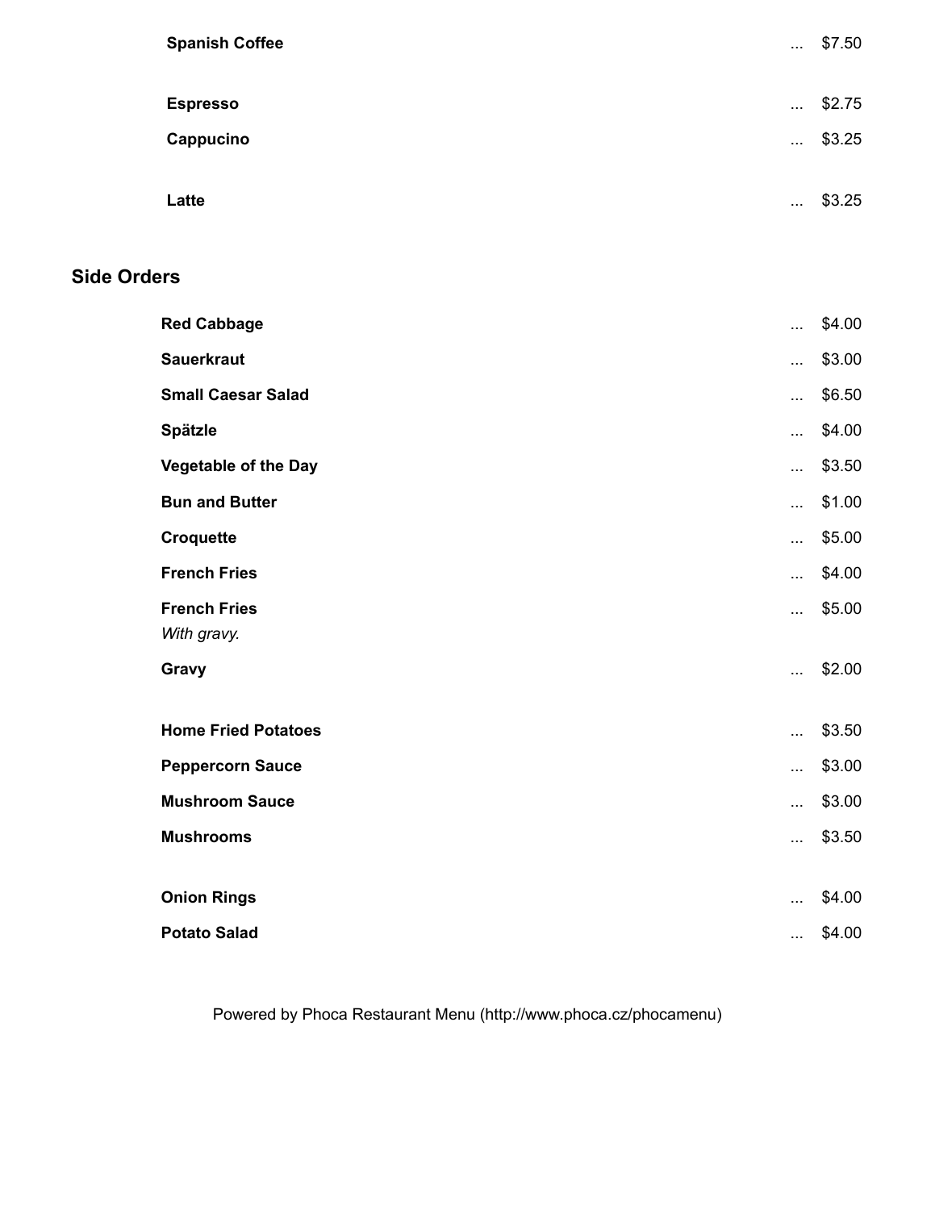**Spanish Coffee** ... $7.50

**Espresso** ... $2.75

**Cappucino** ... $3.25

**Latte** ... $3.25

## Side Orders

**Red Cabbage** ... $4.00

**Sauerkraut** ... $3.00

**Small Caesar Salad** ... $6.50

**Spätzle** ... $4.00

**Vegetable of the Day** ... $3.50

**Bun and Butter** ... $1.00

**Croquette** ... $5.00

**French Fries** ... $4.00

**French Fries** ... $5.00
*With gravy.*

**Gravy** ... $2.00

**Home Fried Potatoes** ... $3.50

**Peppercorn Sauce** ... $3.00

**Mushroom Sauce** ... $3.00

**Mushrooms** ... $3.50

**Onion Rings** ... $4.00

**Potato Salad** ... $4.00

Powered by Phoca Restaurant Menu (http://www.phoca.cz/phocamenu)